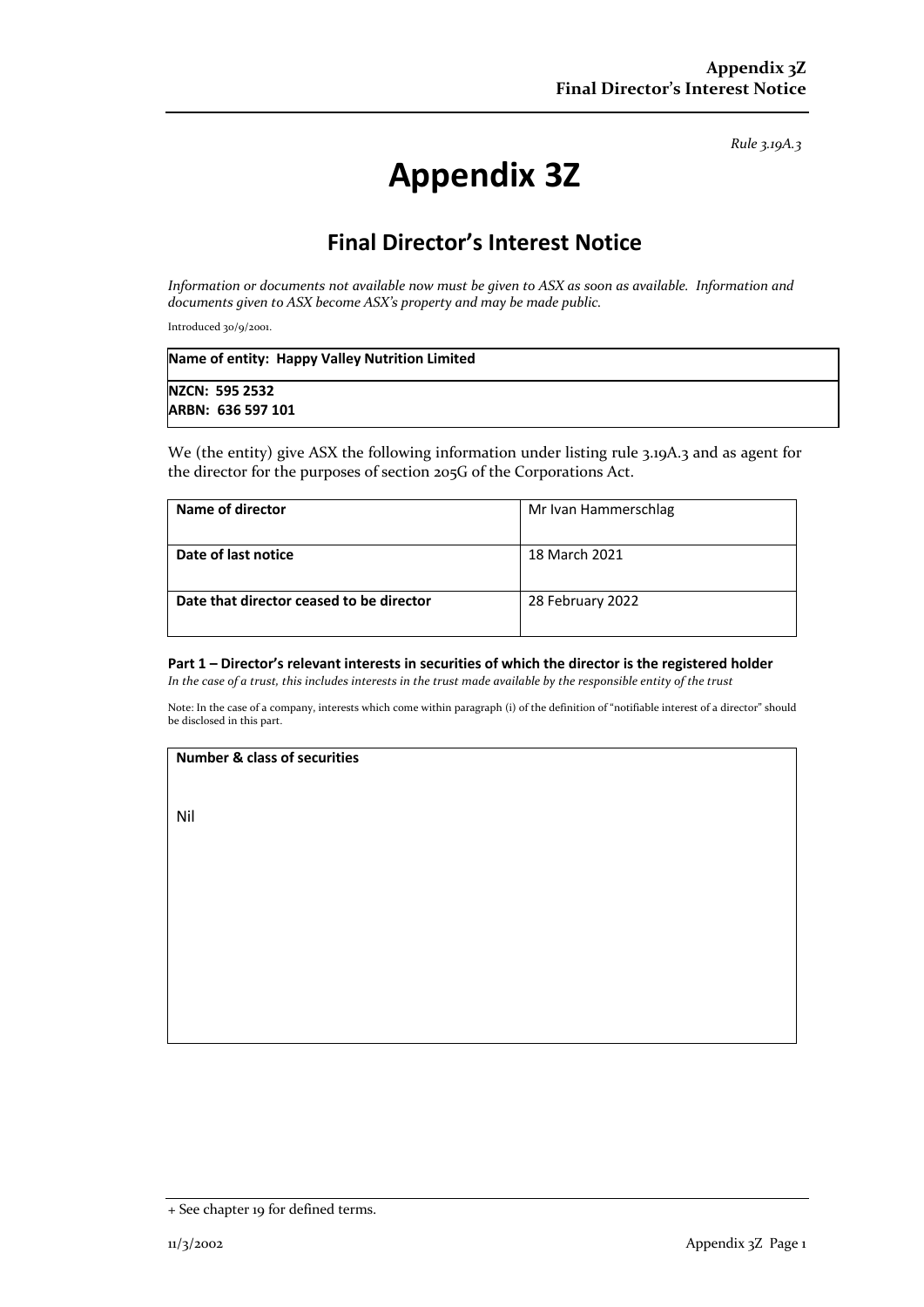*Rule 3.19A.3*

# Appendix 3Z

## Final Director's Interest Notice

*Information or documents not available now must be given to ASX as soon as available. Information and documents given to ASX become ASX's property and may be made public.*

Introduced 30/9/2001.

| **Name of entity: Happy Valley Nutrition Limited** |
|---|
| **NZCN: 595 2532**<br>**ARBN: 636 597 101** |

We (the entity) give ASX the following information under listing rule 3.19A.3 and as agent for the director for the purposes of section 205G of the Corporations Act.

| | |
|---|---|
| **Name of director** | Mr Ivan Hammerschlag |
| **Date of last notice** | 18 March 2021 |
| **Date that director ceased to be director** | 28 February 2022 |

#### Part 1 – Director's relevant interests in securities of which the director is the registered holder

*In the case of a trust, this includes interests in the trust made available by the responsible entity of the trust*

Note: In the case of a company, interests which come within paragraph (i) of the definition of "notifiable interest of a director" should be disclosed in this part.

| **Number & class of securities** |
|---|
| Nil |

+ See chapter 19 for defined terms.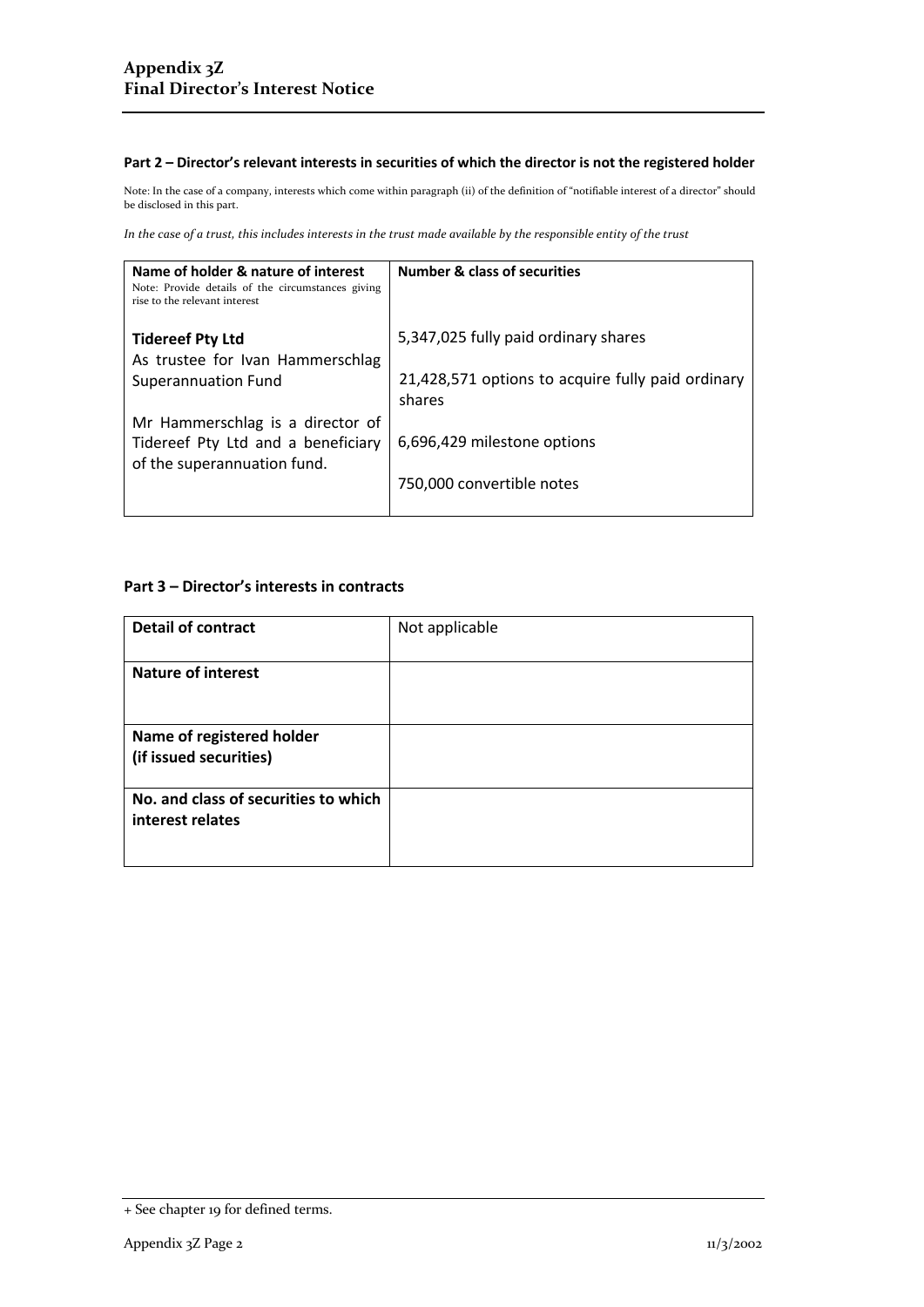## Part 2 – Director's relevant interests in securities of which the director is not the registered holder

Note: In the case of a company, interests which come within paragraph (ii) of the definition of "notifiable interest of a director" should be disclosed in this part.

*In the case of a trust, this includes interests in the trust made available by the responsible entity of the trust*

| **Name of holder & nature of interest**<br>Note: Provide details of the circumstances giving rise to the relevant interest | **Number & class of securities** |
|---|---|
| **Tidereef Pty Ltd**<br>As trustee for Ivan Hammerschlag Superannuation Fund<br><br>Mr Hammerschlag is a director of Tidereef Pty Ltd and a beneficiary of the superannuation fund. | 5,347,025 fully paid ordinary shares<br><br>21,428,571 options to acquire fully paid ordinary shares<br><br>6,696,429 milestone options<br><br>750,000 convertible notes |

## Part 3 – Director's interests in contracts

| | |
|---|---|
| **Detail of contract** | Not applicable |
| **Nature of interest** | |
| **Name of registered holder (if issued securities)** | |
| **No. and class of securities to which interest relates** | |

+ See chapter 19 for defined terms.